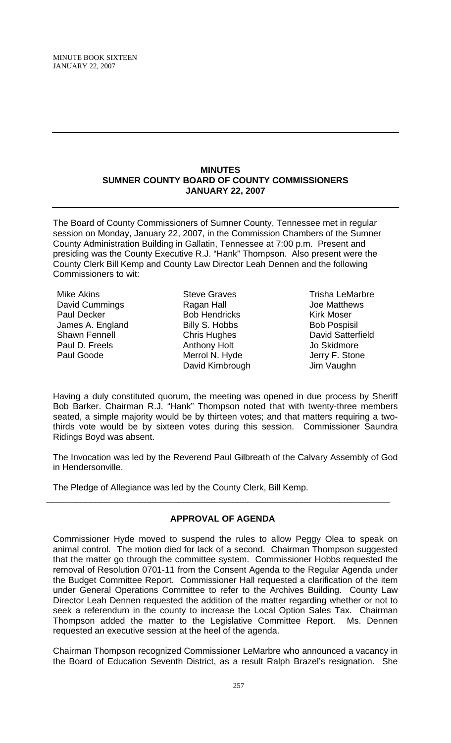## MINUTES
## SUMNER COUNTY BOARD OF COUNTY COMMISSIONERS
## JANUARY 22, 2007

The Board of County Commissioners of Sumner County, Tennessee met in regular session on Monday, January 22, 2007, in the Commission Chambers of the Sumner County Administration Building in Gallatin, Tennessee at 7:00 p.m. Present and presiding was the County Executive R.J. "Hank" Thompson. Also present were the County Clerk Bill Kemp and County Law Director Leah Dennen and the following Commissioners to wit:

Mike Akins
David Cummings
Paul Decker
James A. England
Shawn Fennell
Paul D. Freels
Paul Goode
Steve Graves
Ragan Hall
Bob Hendricks
Billy S. Hobbs
Chris Hughes
Anthony Holt
Merrol N. Hyde
David Kimbrough
Trisha LeMarbre
Joe Matthews
Kirk Moser
Bob Pospisil
David Satterfield
Jo Skidmore
Jerry F. Stone
Jim Vaughn

Having a duly constituted quorum, the meeting was opened in due process by Sheriff Bob Barker. Chairman R.J. "Hank" Thompson noted that with twenty-three members seated, a simple majority would be by thirteen votes; and that matters requiring a two-thirds vote would be by sixteen votes during this session. Commissioner Saundra Ridings Boyd was absent.

The Invocation was led by the Reverend Paul Gilbreath of the Calvary Assembly of God in Hendersonville.

The Pledge of Allegiance was led by the County Clerk, Bill Kemp.

---

### APPROVAL OF AGENDA

Commissioner Hyde moved to suspend the rules to allow Peggy Olea to speak on animal control. The motion died for lack of a second. Chairman Thompson suggested that the matter go through the committee system. Commissioner Hobbs requested the removal of Resolution 0701-11 from the Consent Agenda to the Regular Agenda under the Budget Committee Report. Commissioner Hall requested a clarification of the item under General Operations Committee to refer to the Archives Building. County Law Director Leah Dennen requested the addition of the matter regarding whether or not to seek a referendum in the county to increase the Local Option Sales Tax. Chairman Thompson added the matter to the Legislative Committee Report. Ms. Dennen requested an executive session at the heel of the agenda.

Chairman Thompson recognized Commissioner LeMarbre who announced a vacancy in the Board of Education Seventh District, as a result Ralph Brazel's resignation. She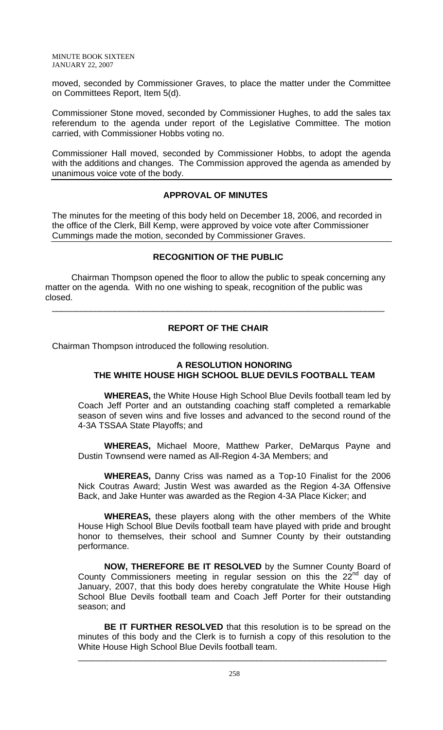moved, seconded by Commissioner Graves, to place the matter under the Committee on Committees Report, Item 5(d).

Commissioner Stone moved, seconded by Commissioner Hughes, to add the sales tax referendum to the agenda under report of the Legislative Committee. The motion carried, with Commissioner Hobbs voting no.

Commissioner Hall moved, seconded by Commissioner Hobbs, to adopt the agenda with the additions and changes. The Commission approved the agenda as amended by unanimous voice vote of the body.

---

**APPROVAL OF MINUTES**

The minutes for the meeting of this body held on December 18, 2006, and recorded in the office of the Clerk, Bill Kemp, were approved by voice vote after Commissioner Cummings made the motion, seconded by Commissioner Graves.

---

**RECOGNITION OF THE PUBLIC**

Chairman Thompson opened the floor to allow the public to speak concerning any matter on the agenda. With no one wishing to speak, recognition of the public was closed.

---

**REPORT OF THE CHAIR**

Chairman Thompson introduced the following resolution.

**A RESOLUTION HONORING**
**THE WHITE HOUSE HIGH SCHOOL BLUE DEVILS FOOTBALL TEAM**

**WHEREAS,** the White House High School Blue Devils football team led by Coach Jeff Porter and an outstanding coaching staff completed a remarkable season of seven wins and five losses and advanced to the second round of the 4-3A TSSAA State Playoffs; and

**WHEREAS,** Michael Moore, Matthew Parker, DeMarqus Payne and Dustin Townsend were named as All-Region 4-3A Members; and

**WHEREAS,** Danny Criss was named as a Top-10 Finalist for the 2006 Nick Coutras Award; Justin West was awarded as the Region 4-3A Offensive Back, and Jake Hunter was awarded as the Region 4-3A Place Kicker; and

**WHEREAS,** these players along with the other members of the White House High School Blue Devils football team have played with pride and brought honor to themselves, their school and Sumner County by their outstanding performance.

**NOW, THEREFORE BE IT RESOLVED** by the Sumner County Board of County Commissioners meeting in regular session on this the 22nd day of January, 2007, that this body does hereby congratulate the White House High School Blue Devils football team and Coach Jeff Porter for their outstanding season; and

**BE IT FURTHER RESOLVED** that this resolution is to be spread on the minutes of this body and the Clerk is to furnish a copy of this resolution to the White House High School Blue Devils football team.

---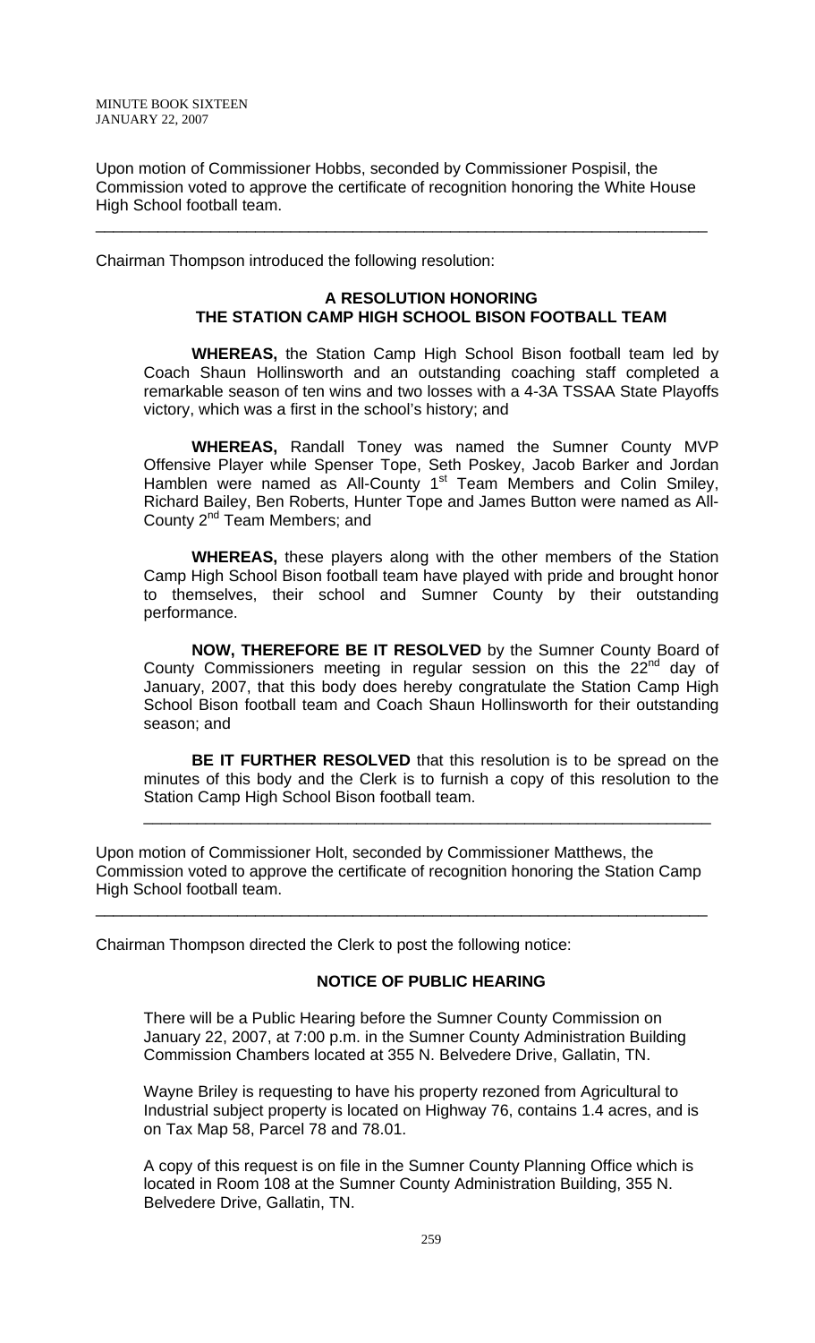Upon motion of Commissioner Hobbs, seconded by Commissioner Pospisil, the Commission voted to approve the certificate of recognition honoring the White House High School football team.

---

Chairman Thompson introduced the following resolution:

**A RESOLUTION HONORING**
**THE STATION CAMP HIGH SCHOOL BISON FOOTBALL TEAM**

**WHEREAS,** the Station Camp High School Bison football team led by Coach Shaun Hollinsworth and an outstanding coaching staff completed a remarkable season of ten wins and two losses with a 4-3A TSSAA State Playoffs victory, which was a first in the school's history; and

**WHEREAS,** Randall Toney was named the Sumner County MVP Offensive Player while Spenser Tope, Seth Poskey, Jacob Barker and Jordan Hamblen were named as All-County 1st Team Members and Colin Smiley, Richard Bailey, Ben Roberts, Hunter Tope and James Button were named as All-County 2nd Team Members; and

**WHEREAS,** these players along with the other members of the Station Camp High School Bison football team have played with pride and brought honor to themselves, their school and Sumner County by their outstanding performance.

**NOW, THEREFORE BE IT RESOLVED** by the Sumner County Board of County Commissioners meeting in regular session on this the 22nd day of January, 2007, that this body does hereby congratulate the Station Camp High School Bison football team and Coach Shaun Hollinsworth for their outstanding season; and

**BE IT FURTHER RESOLVED** that this resolution is to be spread on the minutes of this body and the Clerk is to furnish a copy of this resolution to the Station Camp High School Bison football team.

---

Upon motion of Commissioner Holt, seconded by Commissioner Matthews, the Commission voted to approve the certificate of recognition honoring the Station Camp High School football team.

---

Chairman Thompson directed the Clerk to post the following notice:

**NOTICE OF PUBLIC HEARING**

There will be a Public Hearing before the Sumner County Commission on January 22, 2007, at 7:00 p.m. in the Sumner County Administration Building Commission Chambers located at 355 N. Belvedere Drive, Gallatin, TN.

Wayne Briley is requesting to have his property rezoned from Agricultural to Industrial subject property is located on Highway 76, contains 1.4 acres, and is on Tax Map 58, Parcel 78 and 78.01.

A copy of this request is on file in the Sumner County Planning Office which is located in Room 108 at the Sumner County Administration Building, 355 N. Belvedere Drive, Gallatin, TN.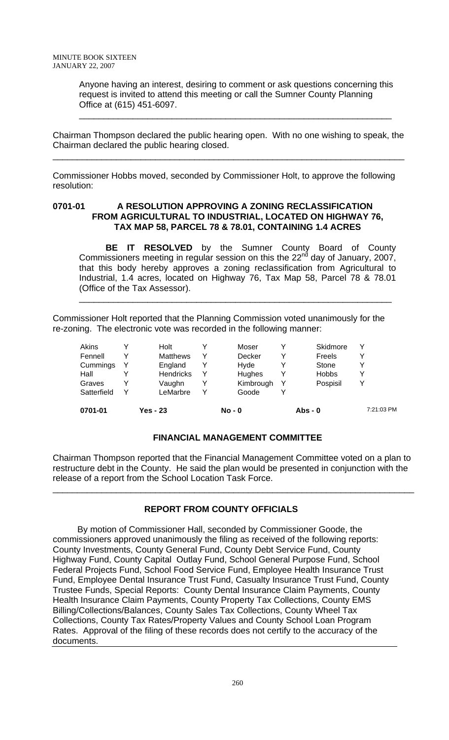Anyone having an interest, desiring to comment or ask questions concerning this request is invited to attend this meeting or call the Sumner County Planning Office at (615) 451-6097.

---

Chairman Thompson declared the public hearing open. With no one wishing to speak, the Chairman declared the public hearing closed.

---

Commissioner Hobbs moved, seconded by Commissioner Holt, to approve the following resolution:

**0701-01 A RESOLUTION APPROVING A ZONING RECLASSIFICATION FROM AGRICULTURAL TO INDUSTRIAL, LOCATED ON HIGHWAY 76, TAX MAP 58, PARCEL 78 & 78.01, CONTAINING 1.4 ACRES**

**BE IT RESOLVED** by the Sumner County Board of County Commissioners meeting in regular session on this the 22nd day of January, 2007, that this body hereby approves a zoning reclassification from Agricultural to Industrial, 1.4 acres, located on Highway 76, Tax Map 58, Parcel 78 & 78.01 (Office of the Tax Assessor).

---

Commissioner Holt reported that the Planning Commission voted unanimously for the re-zoning. The electronic vote was recorded in the following manner:

| | | | | | | | |
|---|---|---|---|---|---|---|---|
| Akins | Y | Holt | Y | Moser | Y | Skidmore | Y |
| Fennell | Y | Matthews | Y | Decker | Y | Freels | Y |
| Cummings | Y | England | Y | Hyde | Y | Stone | Y |
| Hall | Y | Hendricks | Y | Hughes | Y | Hobbs | Y |
| Graves | Y | Vaughn | Y | Kimbrough | Y | Pospisil | Y |
| Satterfield | Y | LeMarbre | Y | Goode | Y | | |

**0701-01 Yes - 23 No - 0 Abs - 0** 7:21:03 PM

## FINANCIAL MANAGEMENT COMMITTEE

Chairman Thompson reported that the Financial Management Committee voted on a plan to restructure debt in the County. He said the plan would be presented in conjunction with the release of a report from the School Location Task Force.

---

## REPORT FROM COUNTY OFFICIALS

By motion of Commissioner Hall, seconded by Commissioner Goode, the commissioners approved unanimously the filing as received of the following reports: County Investments, County General Fund, County Debt Service Fund, County Highway Fund, County Capital Outlay Fund, School General Purpose Fund, School Federal Projects Fund, School Food Service Fund, Employee Health Insurance Trust Fund, Employee Dental Insurance Trust Fund, Casualty Insurance Trust Fund, County Trustee Funds, Special Reports: County Dental Insurance Claim Payments, County Health Insurance Claim Payments, County Property Tax Collections, County EMS Billing/Collections/Balances, County Sales Tax Collections, County Wheel Tax Collections, County Tax Rates/Property Values and County School Loan Program Rates. Approval of the filing of these records does not certify to the accuracy of the documents.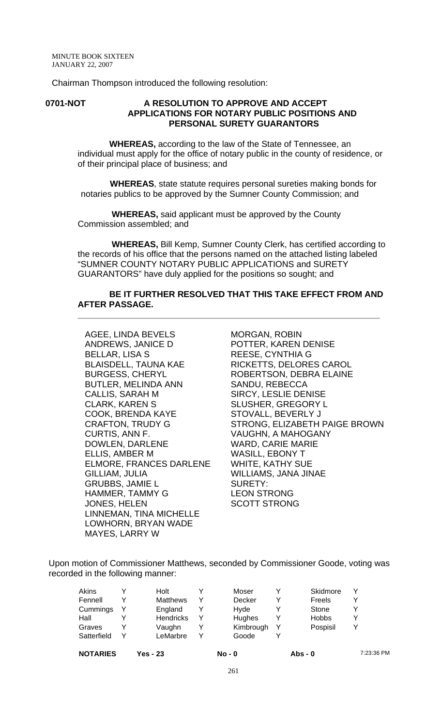MINUTE BOOK SIXTEEN
JANUARY 22, 2007

Chairman Thompson introduced the following resolution:

**0701-NOT** **A RESOLUTION TO APPROVE AND ACCEPT APPLICATIONS FOR NOTARY PUBLIC POSITIONS AND PERSONAL SURETY GUARANTORS**

**WHEREAS,** according to the law of the State of Tennessee, an individual must apply for the office of notary public in the county of residence, or of their principal place of business; and

**WHEREAS**, state statute requires personal sureties making bonds for notaries publics to be approved by the Sumner County Commission; and

**WHEREAS,** said applicant must be approved by the County Commission assembled; and

**WHEREAS,** Bill Kemp, Sumner County Clerk, has certified according to the records of his office that the persons named on the attached listing labeled "SUMNER COUNTY NOTARY PUBLIC APPLICATIONS and SURETY GUARANTORS" have duly applied for the positions so sought; and

**BE IT FURTHER RESOLVED THAT THIS TAKE EFFECT FROM AND AFTER PASSAGE.**

---

AGEE, LINDA BEVELS
ANDREWS, JANICE D
BELLAR, LISA S
BLAISDELL, TAUNA KAE
BURGESS, CHERYL
BUTLER, MELINDA ANN
CALLIS, SARAH M
CLARK, KAREN S
COOK, BRENDA KAYE
CRAFTON, TRUDY G
CURTIS, ANN F.
DOWLEN, DARLENE
ELLIS, AMBER M
ELMORE, FRANCES DARLENE
GILLIAM, JULIA
GRUBBS, JAMIE L
HAMMER, TAMMY G
JONES, HELEN
LINNEMAN, TINA MICHELLE
LOWHORN, BRYAN WADE
MAYES, LARRY W
MORGAN, ROBIN
POTTER, KAREN DENISE
REESE, CYNTHIA G
RICKETTS, DELORES CAROL
ROBERTSON, DEBRA ELAINE
SANDU, REBECCA
SIRCY, LESLIE DENISE
SLUSHER, GREGORY L
STOVALL, BEVERLY J
STRONG, ELIZABETH PAIGE BROWN
VAUGHN, A MAHOGANY
WARD, CARIE MARIE
WASILL, EBONY T
WHITE, KATHY SUE
WILLIAMS, JANA JINAE
SURETY:
LEON STRONG
SCOTT STRONG

Upon motion of Commissioner Matthews, seconded by Commissioner Goode, voting was recorded in the following manner:

| | | | | | | | |
|---|---|---|---|---|---|---|---|
| Akins | Y | Holt | Y | Moser | Y | Skidmore | Y |
| Fennell | Y | Matthews | Y | Decker | Y | Freels | Y |
| Cummings | Y | England | Y | Hyde | Y | Stone | Y |
| Hall | Y | Hendricks | Y | Hughes | Y | Hobbs | Y |
| Graves | Y | Vaughn | Y | Kimbrough | Y | Pospisil | Y |
| Satterfield | Y | LeMarbre | Y | Goode | Y | | |

**NOTARIES** **Yes - 23** **No - 0** **Abs - 0** 7:23:36 PM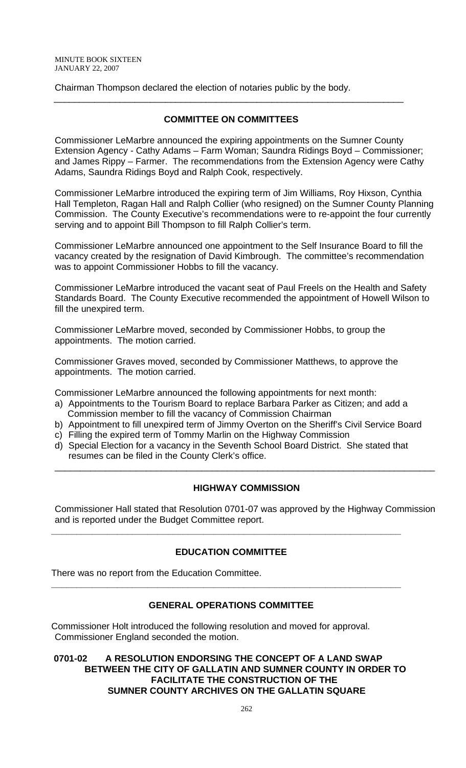Chairman Thompson declared the election of notaries public by the body.

---

## COMMITTEE ON COMMITTEES

Commissioner LeMarbre announced the expiring appointments on the Sumner County Extension Agency - Cathy Adams – Farm Woman; Saundra Ridings Boyd – Commissioner; and James Rippy – Farmer. The recommendations from the Extension Agency were Cathy Adams, Saundra Ridings Boyd and Ralph Cook, respectively.

Commissioner LeMarbre introduced the expiring term of Jim Williams, Roy Hixson, Cynthia Hall Templeton, Ragan Hall and Ralph Collier (who resigned) on the Sumner County Planning Commission. The County Executive's recommendations were to re-appoint the four currently serving and to appoint Bill Thompson to fill Ralph Collier's term.

Commissioner LeMarbre announced one appointment to the Self Insurance Board to fill the vacancy created by the resignation of David Kimbrough. The committee's recommendation was to appoint Commissioner Hobbs to fill the vacancy.

Commissioner LeMarbre introduced the vacant seat of Paul Freels on the Health and Safety Standards Board. The County Executive recommended the appointment of Howell Wilson to fill the unexpired term.

Commissioner LeMarbre moved, seconded by Commissioner Hobbs, to group the appointments. The motion carried.

Commissioner Graves moved, seconded by Commissioner Matthews, to approve the appointments. The motion carried.

Commissioner LeMarbre announced the following appointments for next month:

a) Appointments to the Tourism Board to replace Barbara Parker as Citizen; and add a Commission member to fill the vacancy of Commission Chairman
b) Appointment to fill unexpired term of Jimmy Overton on the Sheriff's Civil Service Board
c) Filling the expired term of Tommy Marlin on the Highway Commission
d) Special Election for a vacancy in the Seventh School Board District. She stated that resumes can be filed in the County Clerk's office.

---

## HIGHWAY COMMISSION

Commissioner Hall stated that Resolution 0701-07 was approved by the Highway Commission and is reported under the Budget Committee report.

---

## EDUCATION COMMITTEE

There was no report from the Education Committee.

---

## GENERAL OPERATIONS COMMITTEE

Commissioner Holt introduced the following resolution and moved for approval. Commissioner England seconded the motion.

**0701-02 A RESOLUTION ENDORSING THE CONCEPT OF A LAND SWAP BETWEEN THE CITY OF GALLATIN AND SUMNER COUNTY IN ORDER TO FACILITATE THE CONSTRUCTION OF THE SUMNER COUNTY ARCHIVES ON THE GALLATIN SQUARE**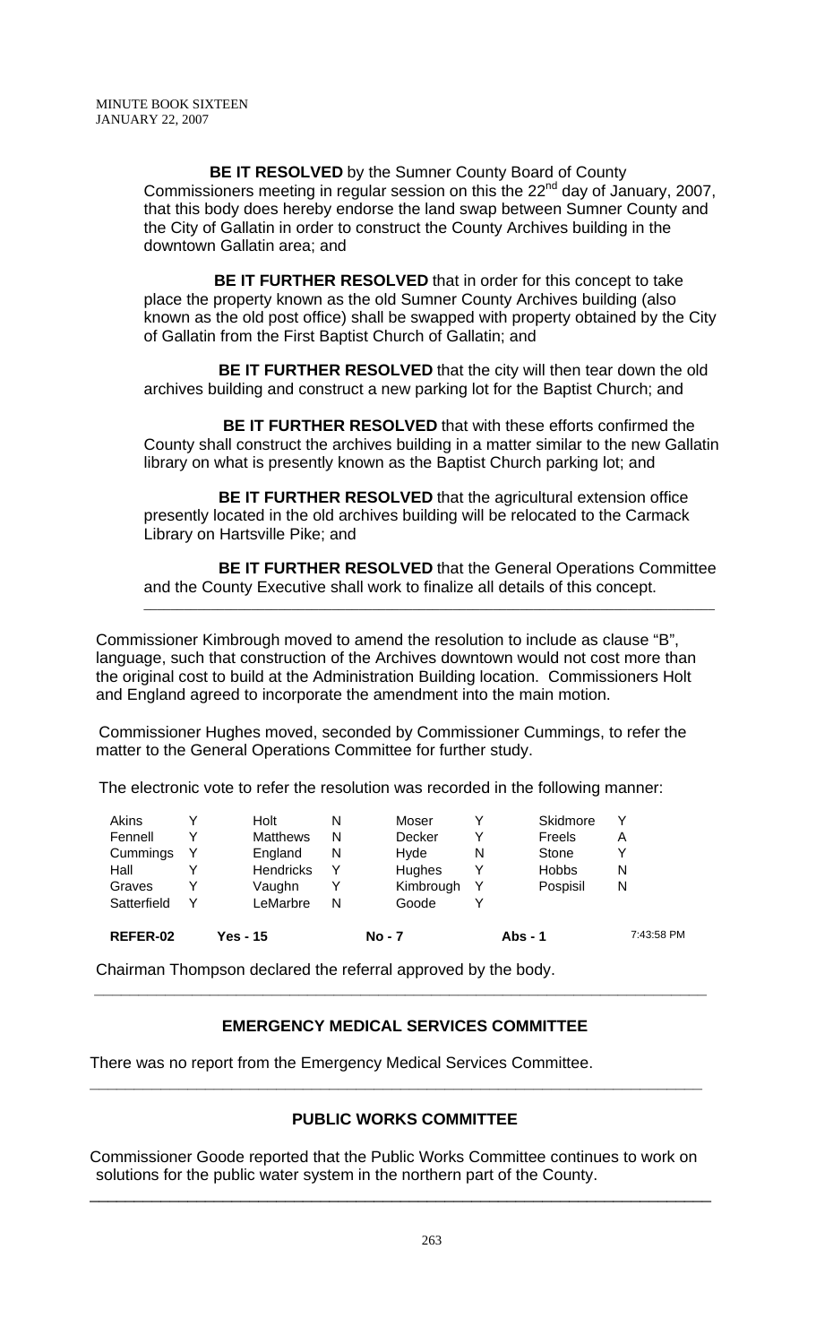**BE IT RESOLVED** by the Sumner County Board of County Commissioners meeting in regular session on this the 22nd day of January, 2007, that this body does hereby endorse the land swap between Sumner County and the City of Gallatin in order to construct the County Archives building in the downtown Gallatin area; and

**BE IT FURTHER RESOLVED** that in order for this concept to take place the property known as the old Sumner County Archives building (also known as the old post office) shall be swapped with property obtained by the City of Gallatin from the First Baptist Church of Gallatin; and

**BE IT FURTHER RESOLVED** that the city will then tear down the old archives building and construct a new parking lot for the Baptist Church; and

**BE IT FURTHER RESOLVED** that with these efforts confirmed the County shall construct the archives building in a matter similar to the new Gallatin library on what is presently known as the Baptist Church parking lot; and

**BE IT FURTHER RESOLVED** that the agricultural extension office presently located in the old archives building will be relocated to the Carmack Library on Hartsville Pike; and

**BE IT FURTHER RESOLVED** that the General Operations Committee and the County Executive shall work to finalize all details of this concept.

---

Commissioner Kimbrough moved to amend the resolution to include as clause "B", language, such that construction of the Archives downtown would not cost more than the original cost to build at the Administration Building location. Commissioners Holt and England agreed to incorporate the amendment into the main motion.

Commissioner Hughes moved, seconded by Commissioner Cummings, to refer the matter to the General Operations Committee for further study.

The electronic vote to refer the resolution was recorded in the following manner:

| | | | | | | | |
|---|---|---|---|---|---|---|---|
| Akins | Y | Holt | N | Moser | Y | Skidmore | Y |
| Fennell | Y | Matthews | N | Decker | Y | Freels | A |
| Cummings | Y | England | N | Hyde | N | Stone | Y |
| Hall | Y | Hendricks | Y | Hughes | Y | Hobbs | N |
| Graves | Y | Vaughn | Y | Kimbrough | Y | Pospisil | N |
| Satterfield | Y | LeMarbre | N | Goode | Y | | |

**REFER-02** **Yes - 15** **No - 7** **Abs - 1** 7:43:58 PM

Chairman Thompson declared the referral approved by the body.

---

## EMERGENCY MEDICAL SERVICES COMMITTEE

There was no report from the Emergency Medical Services Committee.

---

## PUBLIC WORKS COMMITTEE

Commissioner Goode reported that the Public Works Committee continues to work on solutions for the public water system in the northern part of the County.

---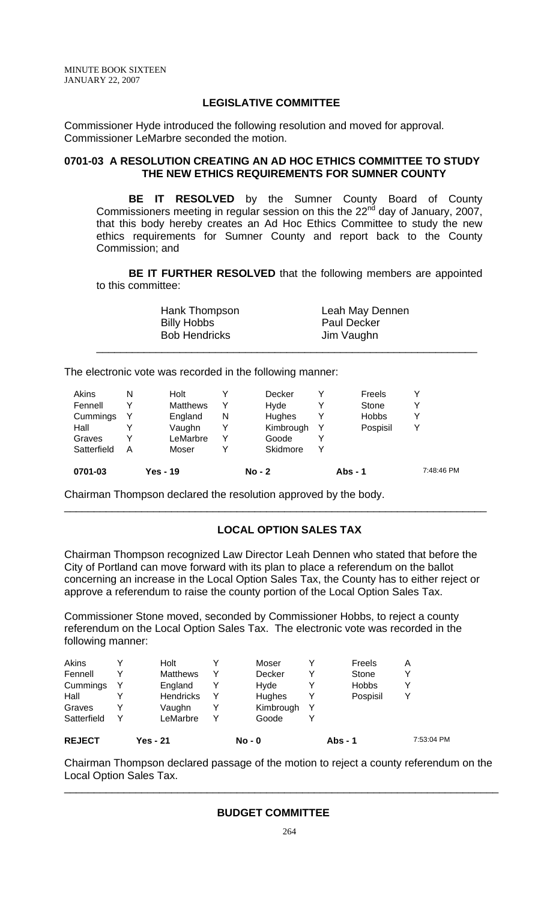## LEGISLATIVE COMMITTEE

Commissioner Hyde introduced the following resolution and moved for approval. Commissioner LeMarbre seconded the motion.

### 0701-03 A RESOLUTION CREATING AN AD HOC ETHICS COMMITTEE TO STUDY THE NEW ETHICS REQUIREMENTS FOR SUMNER COUNTY

**BE IT RESOLVED** by the Sumner County Board of County Commissioners meeting in regular session on this the 22nd day of January, 2007, that this body hereby creates an Ad Hoc Ethics Committee to study the new ethics requirements for Sumner County and report back to the County Commission; and

**BE IT FURTHER RESOLVED** that the following members are appointed to this committee:

| | |
|---|---|
| Hank Thompson | Leah May Dennen |
| Billy Hobbs | Paul Decker |
| Bob Hendricks | Jim Vaughn |

---

The electronic vote was recorded in the following manner:

| | | | | | | | |
|---|---|---|---|---|---|---|---|
| Akins | N | Holt | Y | Decker | Y | Freels | Y |
| Fennell | Y | Matthews | Y | Hyde | Y | Stone | Y |
| Cummings | Y | England | N | Hughes | Y | Hobbs | Y |
| Hall | Y | Vaughn | Y | Kimbrough | Y | Pospisil | Y |
| Graves | Y | LeMarbre | Y | Goode | Y | | |
| Satterfield | A | Moser | Y | Skidmore | Y | | |
| **0701-03** | | **Yes - 19** | | **No - 2** | | **Abs - 1** | 7:48:46 PM |

Chairman Thompson declared the resolution approved by the body.

---

## LOCAL OPTION SALES TAX

Chairman Thompson recognized Law Director Leah Dennen who stated that before the City of Portland can move forward with its plan to place a referendum on the ballot concerning an increase in the Local Option Sales Tax, the County has to either reject or approve a referendum to raise the county portion of the Local Option Sales Tax.

Commissioner Stone moved, seconded by Commissioner Hobbs, to reject a county referendum on the Local Option Sales Tax. The electronic vote was recorded in the following manner:

| | | | | | | | |
|---|---|---|---|---|---|---|---|
| Akins | Y | Holt | Y | Moser | Y | Freels | A |
| Fennell | Y | Matthews | Y | Decker | Y | Stone | Y |
| Cummings | Y | England | Y | Hyde | Y | Hobbs | Y |
| Hall | Y | Hendricks | Y | Hughes | Y | Pospisil | Y |
| Graves | Y | Vaughn | Y | Kimbrough | Y | | |
| Satterfield | Y | LeMarbre | Y | Goode | Y | | |
| **REJECT** | | **Yes - 21** | | **No - 0** | | **Abs - 1** | 7:53:04 PM |

Chairman Thompson declared passage of the motion to reject a county referendum on the Local Option Sales Tax.

---

## BUDGET COMMITTEE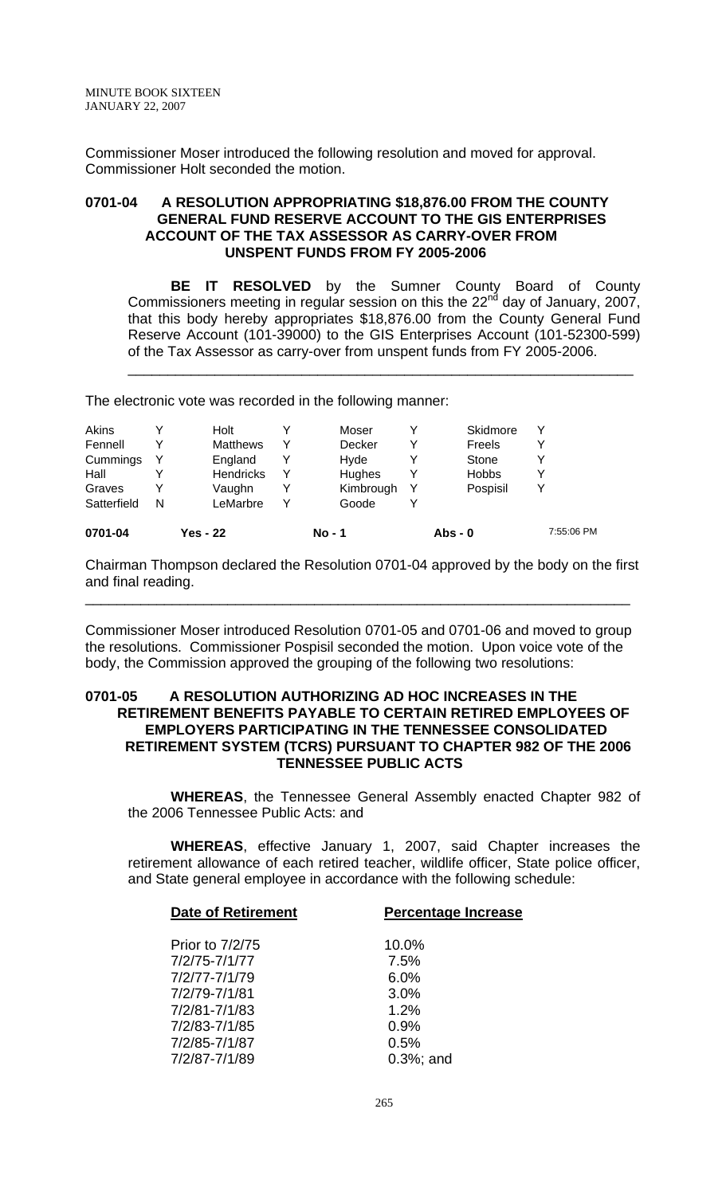Commissioner Moser introduced the following resolution and moved for approval. Commissioner Holt seconded the motion.

**0701-04 A RESOLUTION APPROPRIATING $18,876.00 FROM THE COUNTY GENERAL FUND RESERVE ACCOUNT TO THE GIS ENTERPRISES ACCOUNT OF THE TAX ASSESSOR AS CARRY-OVER FROM UNSPENT FUNDS FROM FY 2005-2006**

**BE IT RESOLVED** by the Sumner County Board of County Commissioners meeting in regular session on this the 22nd day of January, 2007, that this body hereby appropriates $18,876.00 from the County General Fund Reserve Account (101-39000) to the GIS Enterprises Account (101-52300-599) of the Tax Assessor as carry-over from unspent funds from FY 2005-2006.

---

The electronic vote was recorded in the following manner:

| | | | | | | | |
|---|---|---|---|---|---|---|---|
| Akins | Y | Holt | Y | Moser | Y | Skidmore | Y |
| Fennell | Y | Matthews | Y | Decker | Y | Freels | Y |
| Cummings | Y | England | Y | Hyde | Y | Stone | Y |
| Hall | Y | Hendricks | Y | Hughes | Y | Hobbs | Y |
| Graves | Y | Vaughn | Y | Kimbrough | Y | Pospisil | Y |
| Satterfield | N | LeMarbre | Y | Goode | Y | | |

**0701-04 Yes - 22 No - 1 Abs - 0** 7:55:06 PM

Chairman Thompson declared the Resolution 0701-04 approved by the body on the first and final reading.

---

Commissioner Moser introduced Resolution 0701-05 and 0701-06 and moved to group the resolutions. Commissioner Pospisil seconded the motion. Upon voice vote of the body, the Commission approved the grouping of the following two resolutions:

**0701-05 A RESOLUTION AUTHORIZING AD HOC INCREASES IN THE RETIREMENT BENEFITS PAYABLE TO CERTAIN RETIRED EMPLOYEES OF EMPLOYERS PARTICIPATING IN THE TENNESSEE CONSOLIDATED RETIREMENT SYSTEM (TCRS) PURSUANT TO CHAPTER 982 OF THE 2006 TENNESSEE PUBLIC ACTS**

**WHEREAS**, the Tennessee General Assembly enacted Chapter 982 of the 2006 Tennessee Public Acts: and

**WHEREAS**, effective January 1, 2007, said Chapter increases the retirement allowance of each retired teacher, wildlife officer, State police officer, and State general employee in accordance with the following schedule:

| Date of Retirement | Percentage Increase |
|---|---|
| Prior to 7/2/75 | 10.0% |
| 7/2/75-7/1/77 | 7.5% |
| 7/2/77-7/1/79 | 6.0% |
| 7/2/79-7/1/81 | 3.0% |
| 7/2/81-7/1/83 | 1.2% |
| 7/2/83-7/1/85 | 0.9% |
| 7/2/85-7/1/87 | 0.5% |
| 7/2/87-7/1/89 | 0.3%; and |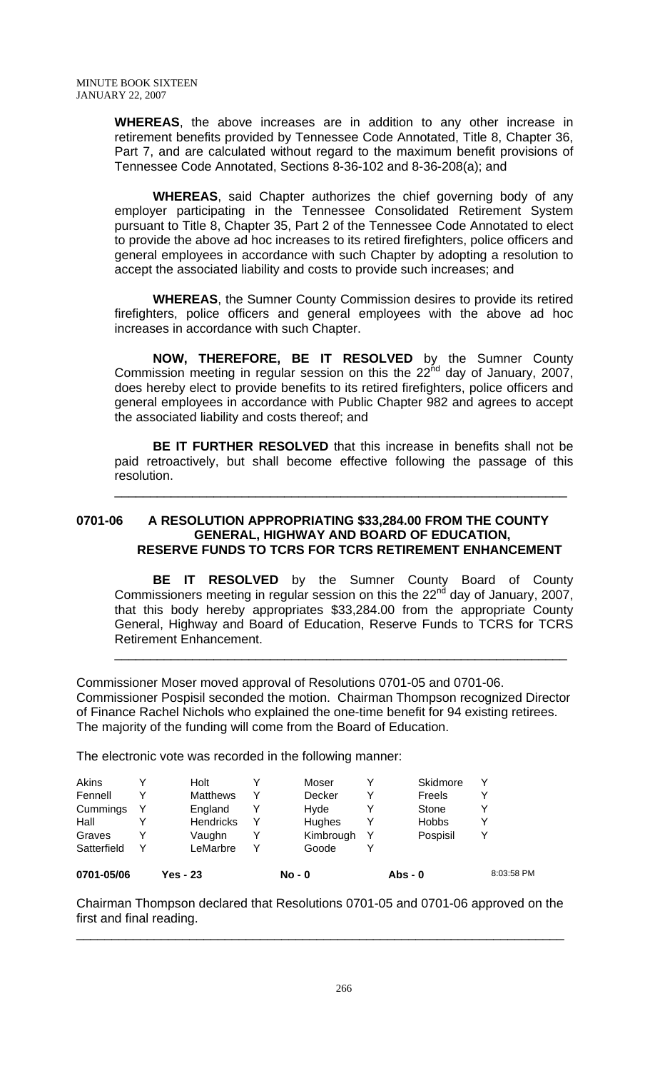**WHEREAS**, the above increases are in addition to any other increase in retirement benefits provided by Tennessee Code Annotated, Title 8, Chapter 36, Part 7, and are calculated without regard to the maximum benefit provisions of Tennessee Code Annotated, Sections 8-36-102 and 8-36-208(a); and

**WHEREAS**, said Chapter authorizes the chief governing body of any employer participating in the Tennessee Consolidated Retirement System pursuant to Title 8, Chapter 35, Part 2 of the Tennessee Code Annotated to elect to provide the above ad hoc increases to its retired firefighters, police officers and general employees in accordance with such Chapter by adopting a resolution to accept the associated liability and costs to provide such increases; and

**WHEREAS**, the Sumner County Commission desires to provide its retired firefighters, police officers and general employees with the above ad hoc increases in accordance with such Chapter.

**NOW, THEREFORE, BE IT RESOLVED** by the Sumner County Commission meeting in regular session on this the 22nd day of January, 2007, does hereby elect to provide benefits to its retired firefighters, police officers and general employees in accordance with Public Chapter 982 and agrees to accept the associated liability and costs thereof; and

**BE IT FURTHER RESOLVED** that this increase in benefits shall not be paid retroactively, but shall become effective following the passage of this resolution.

---

### 0701-06 A RESOLUTION APPROPRIATING $33,284.00 FROM THE COUNTY GENERAL, HIGHWAY AND BOARD OF EDUCATION, RESERVE FUNDS TO TCRS FOR TCRS RETIREMENT ENHANCEMENT

**BE IT RESOLVED** by the Sumner County Board of County Commissioners meeting in regular session on this the 22nd day of January, 2007, that this body hereby appropriates $33,284.00 from the appropriate County General, Highway and Board of Education, Reserve Funds to TCRS for TCRS Retirement Enhancement.

---

Commissioner Moser moved approval of Resolutions 0701-05 and 0701-06. Commissioner Pospisil seconded the motion. Chairman Thompson recognized Director of Finance Rachel Nichols who explained the one-time benefit for 94 existing retirees. The majority of the funding will come from the Board of Education.

The electronic vote was recorded in the following manner:

| | | | | | | | |
|---|---|---|---|---|---|---|---|
| Akins | Y | Holt | Y | Moser | Y | Skidmore | Y |
| Fennell | Y | Matthews | Y | Decker | Y | Freels | Y |
| Cummings | Y | England | Y | Hyde | Y | Stone | Y |
| Hall | Y | Hendricks | Y | Hughes | Y | Hobbs | Y |
| Graves | Y | Vaughn | Y | Kimbrough | Y | Pospisil | Y |
| Satterfield | Y | LeMarbre | Y | Goode | Y | | |

**0701-05/06 Yes - 23 No - 0 Abs - 0** 8:03:58 PM

Chairman Thompson declared that Resolutions 0701-05 and 0701-06 approved on the first and final reading.

---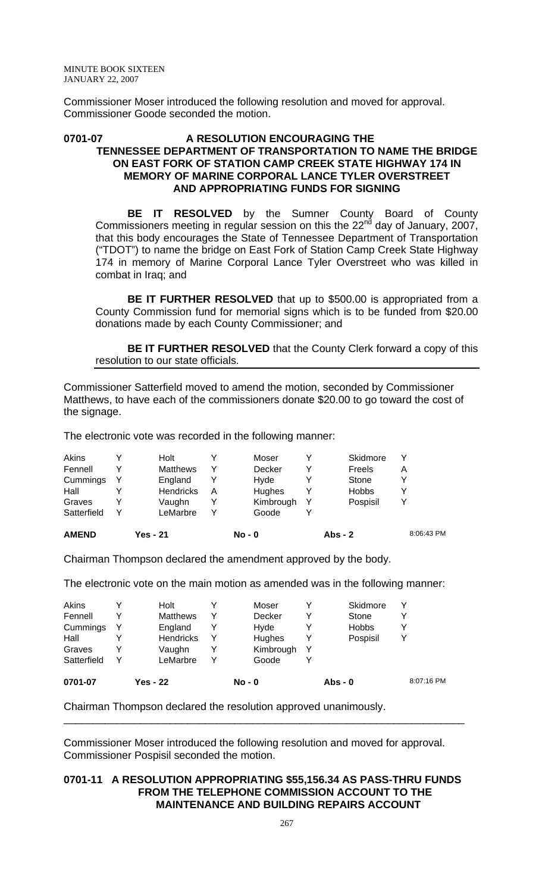Commissioner Moser introduced the following resolution and moved for approval. Commissioner Goode seconded the motion.

**0701-07 A RESOLUTION ENCOURAGING THE TENNESSEE DEPARTMENT OF TRANSPORTATION TO NAME THE BRIDGE ON EAST FORK OF STATION CAMP CREEK STATE HIGHWAY 174 IN MEMORY OF MARINE CORPORAL LANCE TYLER OVERSTREET AND APPROPRIATING FUNDS FOR SIGNING**

**BE IT RESOLVED** by the Sumner County Board of County Commissioners meeting in regular session on this the 22nd day of January, 2007, that this body encourages the State of Tennessee Department of Transportation ("TDOT") to name the bridge on East Fork of Station Camp Creek State Highway 174 in memory of Marine Corporal Lance Tyler Overstreet who was killed in combat in Iraq; and

**BE IT FURTHER RESOLVED** that up to $500.00 is appropriated from a County Commission fund for memorial signs which is to be funded from $20.00 donations made by each County Commissioner; and

**BE IT FURTHER RESOLVED** that the County Clerk forward a copy of this resolution to our state officials.

Commissioner Satterfield moved to amend the motion, seconded by Commissioner Matthews, to have each of the commissioners donate $20.00 to go toward the cost of the signage.

The electronic vote was recorded in the following manner:

| | | | | | | | |
|---|---|---|---|---|---|---|---|
| Akins | Y | Holt | Y | Moser | Y | Skidmore | Y |
| Fennell | Y | Matthews | Y | Decker | Y | Freels | A |
| Cummings | Y | England | Y | Hyde | Y | Stone | Y |
| Hall | Y | Hendricks | A | Hughes | Y | Hobbs | Y |
| Graves | Y | Vaughn | Y | Kimbrough | Y | Pospisil | Y |
| Satterfield | Y | LeMarbre | Y | Goode | Y | | |
| **AMEND** | | **Yes - 21** | | **No - 0** | | **Abs - 2** | 8:06:43 PM |

Chairman Thompson declared the amendment approved by the body.

The electronic vote on the main motion as amended was in the following manner:

| | | | | | | | |
|---|---|---|---|---|---|---|---|
| Akins | Y | Holt | Y | Moser | Y | Skidmore | Y |
| Fennell | Y | Matthews | Y | Decker | Y | Stone | Y |
| Cummings | Y | England | Y | Hyde | Y | Hobbs | Y |
| Hall | Y | Hendricks | Y | Hughes | Y | Pospisil | Y |
| Graves | Y | Vaughn | Y | Kimbrough | Y | | |
| Satterfield | Y | LeMarbre | Y | Goode | Y | | |
| **0701-07** | | **Yes - 22** | | **No - 0** | | **Abs - 0** | 8:07:16 PM |

Chairman Thompson declared the resolution approved unanimously.

---

Commissioner Moser introduced the following resolution and moved for approval. Commissioner Pospisil seconded the motion.

**0701-11 A RESOLUTION APPROPRIATING $55,156.34 AS PASS-THRU FUNDS FROM THE TELEPHONE COMMISSION ACCOUNT TO THE MAINTENANCE AND BUILDING REPAIRS ACCOUNT**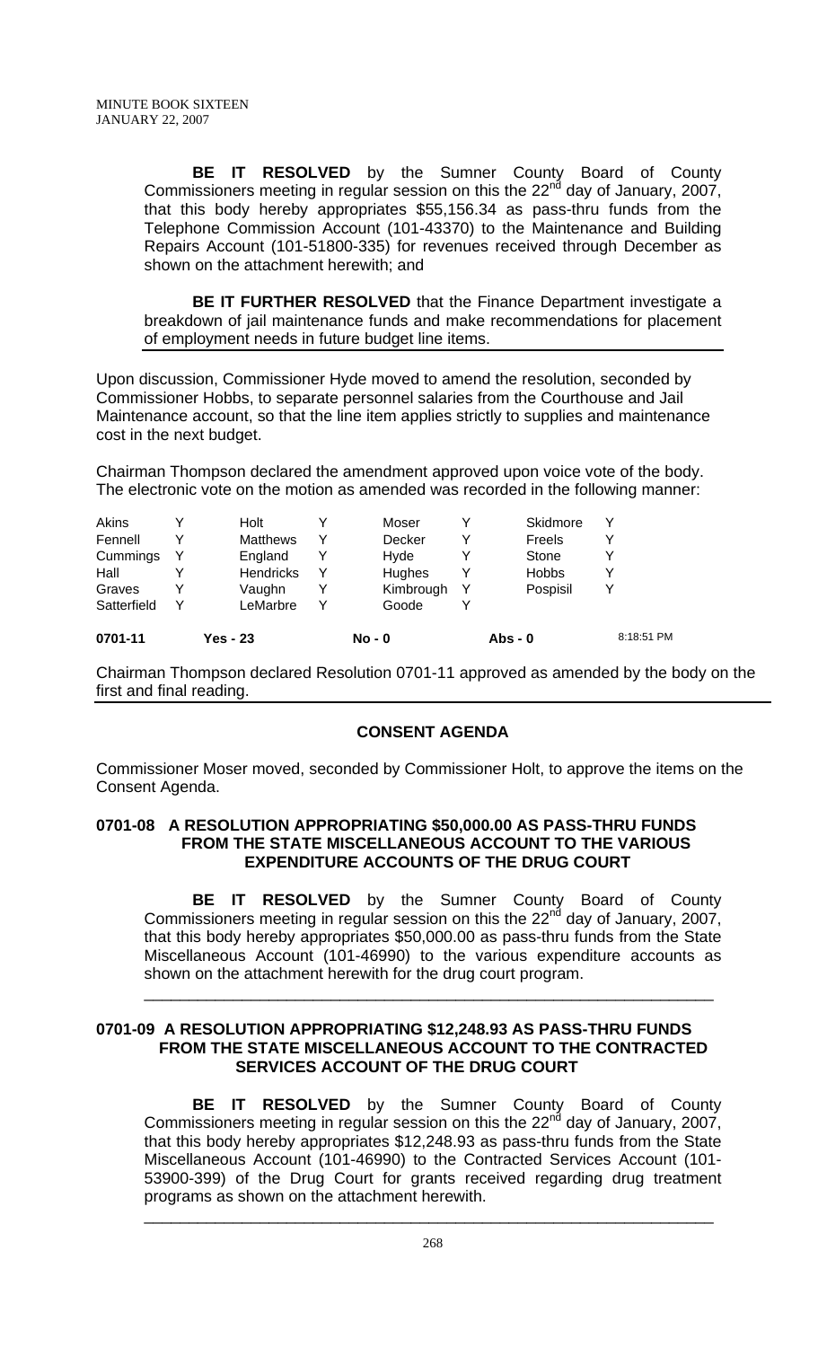**BE IT RESOLVED** by the Sumner County Board of County Commissioners meeting in regular session on this the 22[nd] day of January, 2007, that this body hereby appropriates $55,156.34 as pass-thru funds from the Telephone Commission Account (101-43370) to the Maintenance and Building Repairs Account (101-51800-335) for revenues received through December as shown on the attachment herewith; and

**BE IT FURTHER RESOLVED** that the Finance Department investigate a breakdown of jail maintenance funds and make recommendations for placement of employment needs in future budget line items.

---

Upon discussion, Commissioner Hyde moved to amend the resolution, seconded by Commissioner Hobbs, to separate personnel salaries from the Courthouse and Jail Maintenance account, so that the line item applies strictly to supplies and maintenance cost in the next budget.

Chairman Thompson declared the amendment approved upon voice vote of the body. The electronic vote on the motion as amended was recorded in the following manner:

| | | | | | | | |
|---|---|---|---|---|---|---|---|
| Akins | Y | Holt | Y | Moser | Y | Skidmore | Y |
| Fennell | Y | Matthews | Y | Decker | Y | Freels | Y |
| Cummings | Y | England | Y | Hyde | Y | Stone | Y |
| Hall | Y | Hendricks | Y | Hughes | Y | Hobbs | Y |
| Graves | Y | Vaughn | Y | Kimbrough | Y | Pospisil | Y |
| Satterfield | Y | LeMarbre | Y | Goode | Y | | |

**0701-11** Yes - 23 No - 0 Abs - 0 8:18:51 PM

Chairman Thompson declared Resolution 0701-11 approved as amended by the body on the first and final reading.

---

## CONSENT AGENDA

Commissioner Moser moved, seconded by Commissioner Holt, to approve the items on the Consent Agenda.

### 0701-08 A RESOLUTION APPROPRIATING $50,000.00 AS PASS-THRU FUNDS FROM THE STATE MISCELLANEOUS ACCOUNT TO THE VARIOUS EXPENDITURE ACCOUNTS OF THE DRUG COURT

**BE IT RESOLVED** by the Sumner County Board of County Commissioners meeting in regular session on this the 22[nd] day of January, 2007, that this body hereby appropriates $50,000.00 as pass-thru funds from the State Miscellaneous Account (101-46990) to the various expenditure accounts as shown on the attachment herewith for the drug court program.

---

### 0701-09 A RESOLUTION APPROPRIATING $12,248.93 AS PASS-THRU FUNDS FROM THE STATE MISCELLANEOUS ACCOUNT TO THE CONTRACTED SERVICES ACCOUNT OF THE DRUG COURT

**BE IT RESOLVED** by the Sumner County Board of County Commissioners meeting in regular session on this the 22[nd] day of January, 2007, that this body hereby appropriates $12,248.93 as pass-thru funds from the State Miscellaneous Account (101-46990) to the Contracted Services Account (101-53900-399) of the Drug Court for grants received regarding drug treatment programs as shown on the attachment herewith.

---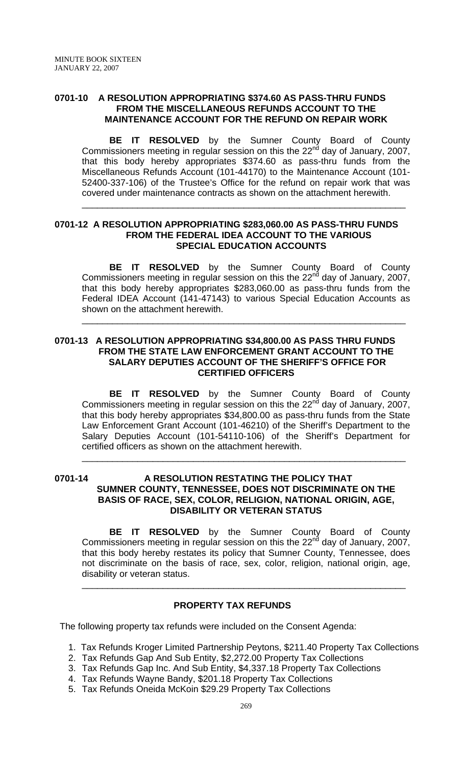**0701-10 A RESOLUTION APPROPRIATING $374.60 AS PASS-THRU FUNDS FROM THE MISCELLANEOUS REFUNDS ACCOUNT TO THE MAINTENANCE ACCOUNT FOR THE REFUND ON REPAIR WORK**

**BE IT RESOLVED** by the Sumner County Board of County Commissioners meeting in regular session on this the 22nd day of January, 2007, that this body hereby appropriates $374.60 as pass-thru funds from the Miscellaneous Refunds Account (101-44170) to the Maintenance Account (101-52400-337-106) of the Trustee's Office for the refund on repair work that was covered under maintenance contracts as shown on the attachment herewith.

---

**0701-12 A RESOLUTION APPROPRIATING $283,060.00 AS PASS-THRU FUNDS FROM THE FEDERAL IDEA ACCOUNT TO THE VARIOUS SPECIAL EDUCATION ACCOUNTS**

**BE IT RESOLVED** by the Sumner County Board of County Commissioners meeting in regular session on this the 22nd day of January, 2007, that this body hereby appropriates $283,060.00 as pass-thru funds from the Federal IDEA Account (141-47143) to various Special Education Accounts as shown on the attachment herewith.

---

**0701-13 A RESOLUTION APPROPRIATING $34,800.00 AS PASS THRU FUNDS FROM THE STATE LAW ENFORCEMENT GRANT ACCOUNT TO THE SALARY DEPUTIES ACCOUNT OF THE SHERIFF'S OFFICE FOR CERTIFIED OFFICERS**

**BE IT RESOLVED** by the Sumner County Board of County Commissioners meeting in regular session on this the 22nd day of January, 2007, that this body hereby appropriates $34,800.00 as pass-thru funds from the State Law Enforcement Grant Account (101-46210) of the Sheriff's Department to the Salary Deputies Account (101-54110-106) of the Sheriff's Department for certified officers as shown on the attachment herewith.

---

**0701-14 A RESOLUTION RESTATING THE POLICY THAT SUMNER COUNTY, TENNESSEE, DOES NOT DISCRIMINATE ON THE BASIS OF RACE, SEX, COLOR, RELIGION, NATIONAL ORIGIN, AGE, DISABILITY OR VETERAN STATUS**

**BE IT RESOLVED** by the Sumner County Board of County Commissioners meeting in regular session on this the 22nd day of January, 2007, that this body hereby restates its policy that Sumner County, Tennessee, does not discriminate on the basis of race, sex, color, religion, national origin, age, disability or veteran status.

---

**PROPERTY TAX REFUNDS**

The following property tax refunds were included on the Consent Agenda:

1. Tax Refunds Kroger Limited Partnership Peytons, $211.40 Property Tax Collections
2. Tax Refunds Gap And Sub Entity, $2,272.00 Property Tax Collections
3. Tax Refunds Gap Inc. And Sub Entity, $4,337.18 Property Tax Collections
4. Tax Refunds Wayne Bandy, $201.18 Property Tax Collections
5. Tax Refunds Oneida McKoin $29.29 Property Tax Collections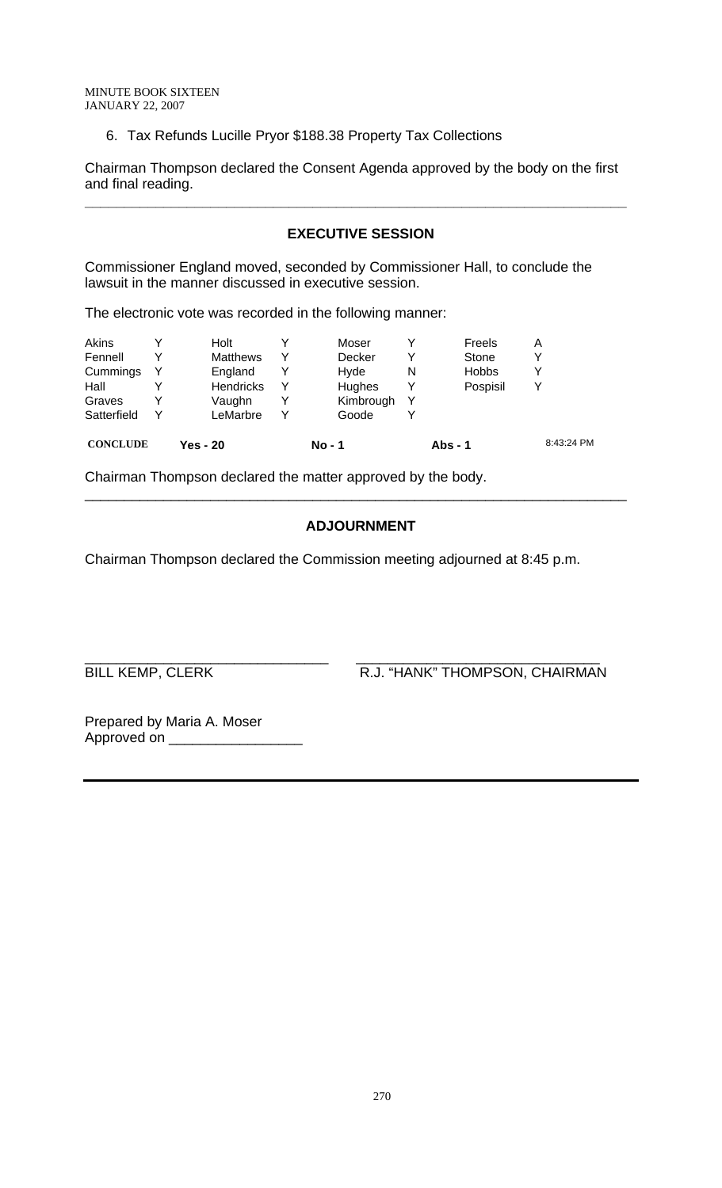6. Tax Refunds Lucille Pryor $188.38 Property Tax Collections

Chairman Thompson declared the Consent Agenda approved by the body on the first and final reading.

---

## EXECUTIVE SESSION

Commissioner England moved, seconded by Commissioner Hall, to conclude the lawsuit in the manner discussed in executive session.

The electronic vote was recorded in the following manner:

| | | | | | | | |
|---|---|---|---|---|---|---|---|
| Akins | Y | Holt | Y | Moser | Y | Freels | A |
| Fennell | Y | Matthews | Y | Decker | Y | Stone | Y |
| Cummings | Y | England | Y | Hyde | N | Hobbs | Y |
| Hall | Y | Hendricks | Y | Hughes | Y | Pospisil | Y |
| Graves | Y | Vaughn | Y | Kimbrough | Y | | |
| Satterfield | Y | LeMarbre | Y | Goode | Y | | |
| **CONCLUDE** | | **Yes - 20** | | **No - 1** | | **Abs - 1** | 8:43:24 PM |

Chairman Thompson declared the matter approved by the body.

---

## ADJOURNMENT

Chairman Thompson declared the Commission meeting adjourned at 8:45 p.m.

______________________________ ______________________________

BILL KEMP, CLERK R.J. "HANK" THOMPSON, CHAIRMAN

Prepared by Maria A. Moser

Approved on ________________